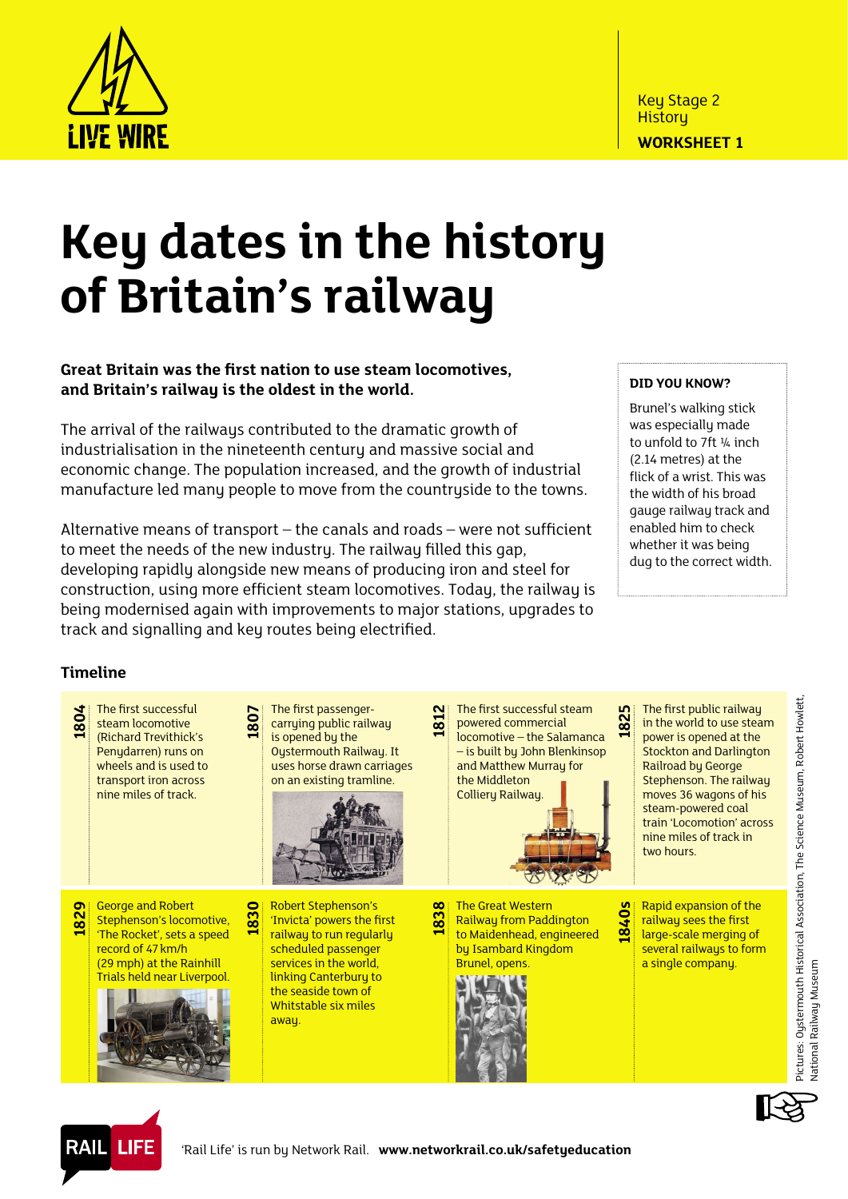Key Stage 2
History
**WORKSHEET 1**

# Key dates in the history of Britain's railway

**Great Britain was the first nation to use steam locomotives, and Britain's railway is the oldest in the world.**

The arrival of the railways contributed to the dramatic growth of industrialisation in the nineteenth century and massive social and economic change. The population increased, and the growth of industrial manufacture led many people to move from the countryside to the towns.

Alternative means of transport – the canals and roads – were not sufficient to meet the needs of the new industry. The railway filled this gap, developing rapidly alongside new means of producing iron and steel for construction, using more efficient steam locomotives. Today, the railway is being modernised again with improvements to major stations, upgrades to track and signalling and key routes being electrified.

**DID YOU KNOW?**

Brunel's walking stick was especially made to unfold to 7ft ¼ inch (2.14 metres) at the flick of a wrist. This was the width of his broad gauge railway track and enabled him to check whether it was being dug to the correct width.

## Timeline

**1804** The first successful steam locomotive (Richard Trevithick's Penydarren) runs on wheels and is used to transport iron across nine miles of track.

**1807** The first passenger-carrying public railway is opened by the Oystermouth Railway. It uses horse drawn carriages on an existing tramline.

**1812** The first successful steam powered commercial locomotive – the Salamanca – is built by John Blenkinsop and Matthew Murray for the Middleton Colliery Railway.

**1825** The first public railway in the world to use steam power is opened at the Stockton and Darlington Railroad by George Stephenson. The railway moves 36 wagons of his steam-powered coal train 'Locomotion' across nine miles of track in two hours.

**1829** George and Robert Stephenson's locomotive, 'The Rocket', sets a speed record of 47 km/h (29 mph) at the Rainhill Trials held near Liverpool.

**1830** Robert Stephenson's 'Invicta' powers the first railway to run regularly scheduled passenger services in the world, linking Canterbury to the seaside town of Whitstable six miles away.

**1838** The Great Western Railway from Paddington to Maidenhead, engineered by Isambard Kingdom Brunel, opens.

**1840s** Rapid expansion of the railway sees the first large-scale merging of several railways to form a single company.

Pictures: Oystermouth Historical Association, The Science Museum, Robert Howlett, National Railway Museum

'Rail Life' is run by Network Rail. **www.networkrail.co.uk/safetyeducation**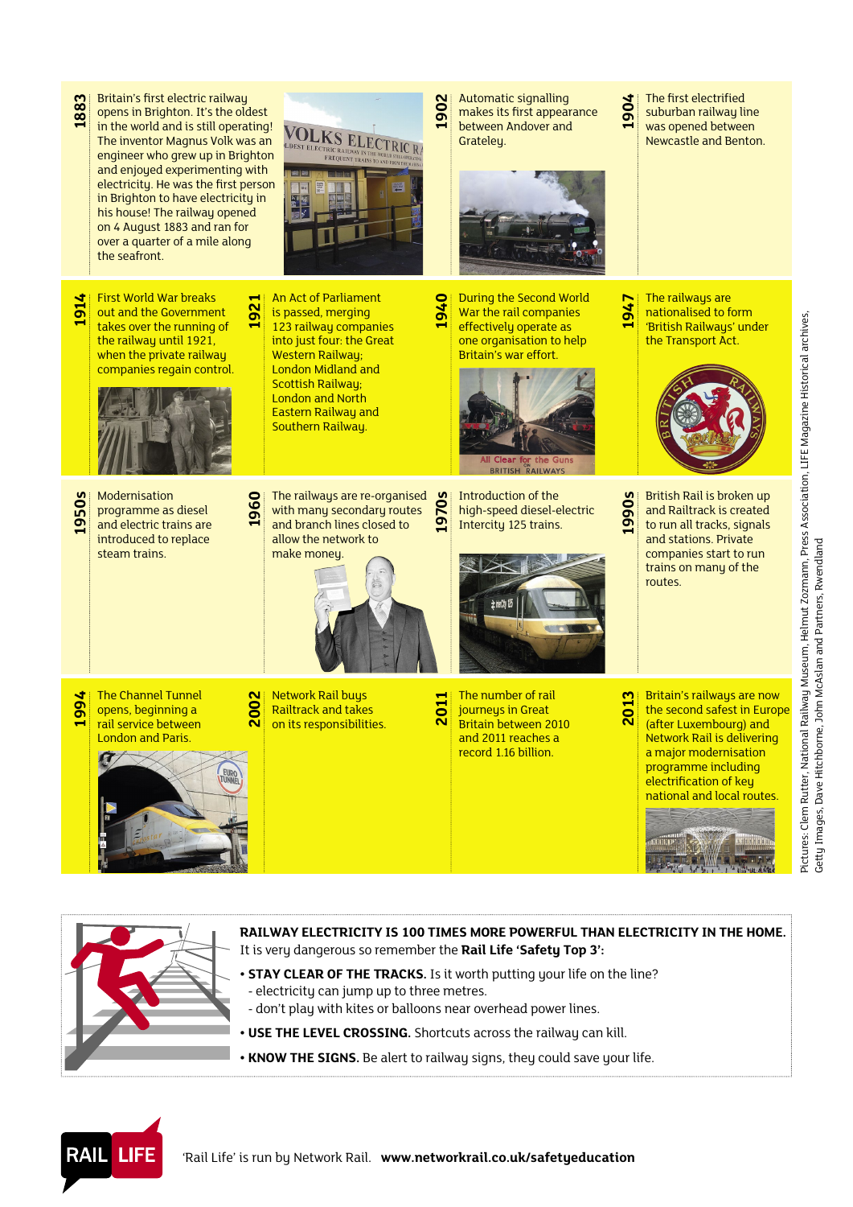**1883** Britain's first electric railway opens in Brighton. It's the oldest in the world and is still operating! The inventor Magnus Volk was an engineer who grew up in Brighton and enjoyed experimenting with electricity. He was the first person in Brighton to have electricity in his house! The railway opened on 4 August 1883 and ran for over a quarter of a mile along the seafront.

**1902** Automatic signalling makes its first appearance between Andover and Grateley.

**1904** The first electrified suburban railway line was opened between Newcastle and Benton.

**1914** First World War breaks out and the Government takes over the running of the railway until 1921, when the private railway companies regain control.

**1921** An Act of Parliament is passed, merging 123 railway companies into just four: the Great Western Railway; London Midland and Scottish Railway; London and North Eastern Railway and Southern Railway.

**1940** During the Second World War the rail companies effectively operate as one organisation to help Britain's war effort.

**1947** The railways are nationalised to form 'British Railways' under the Transport Act.

**1950s** Modernisation programme as diesel and electric trains are introduced to replace steam trains.

**1960** The railways are re-organised with many secondary routes and branch lines closed to allow the network to make money.

**1970s** Introduction of the high-speed diesel-electric Intercity 125 trains.

**1990s** British Rail is broken up and Railtrack is created to run all tracks, signals and stations. Private companies start to run trains on many of the routes.

**1994** The Channel Tunnel opens, beginning a rail service between London and Paris.

**2002** Network Rail buys Railtrack and takes on its responsibilities.

**2011** The number of rail journeys in Great Britain between 2010 and 2011 reaches a record 1.16 billion.

**2013** Britain's railways are now the second safest in Europe (after Luxembourg) and Network Rail is delivering a major modernisation programme including electrification of key national and local routes.

Pictures: Clem Rutter, National Railway Museum, Helmut Zozmann, Press Association, LIFE Magazine Historical archives, Getty Images, Dave Hitchborne, John McAslan and Partners, Rwendland

**RAILWAY ELECTRICITY IS 100 TIMES MORE POWERFUL THAN ELECTRICITY IN THE HOME.**
It is very dangerous so remember the **Rail Life 'Safety Top 3'**:

- **STAY CLEAR OF THE TRACKS.** Is it worth putting your life on the line?
  - electricity can jump up to three metres.
  - don't play with kites or balloons near overhead power lines.
- **USE THE LEVEL CROSSING.** Shortcuts across the railway can kill.
- **KNOW THE SIGNS.** Be alert to railway signs, they could save your life.

RAIL LIFE

'Rail Life' is run by Network Rail. **www.networkrail.co.uk/safetyeducation**